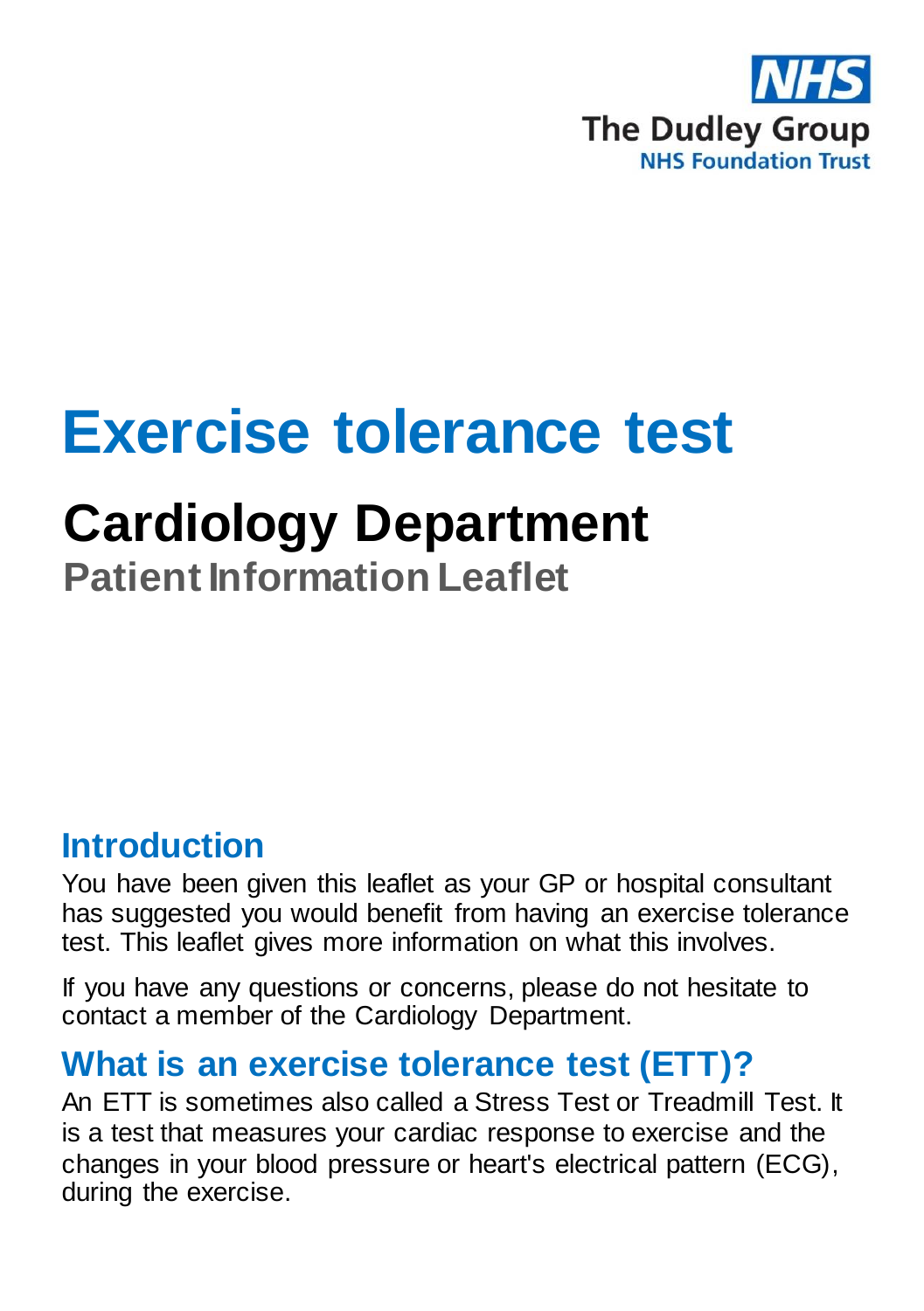NHS
The Dudley Group
NHS Foundation Trust

# Exercise tolerance test

## Cardiology Department

**Patient Information Leaflet**

## Introduction

You have been given this leaflet as your GP or hospital consultant has suggested you would benefit from having an exercise tolerance test. This leaflet gives more information on what this involves.

If you have any questions or concerns, please do not hesitate to contact a member of the Cardiology Department.

## What is an exercise tolerance test (ETT)?

An ETT is sometimes also called a Stress Test or Treadmill Test. It is a test that measures your cardiac response to exercise and the changes in your blood pressure or heart's electrical pattern (ECG), during the exercise.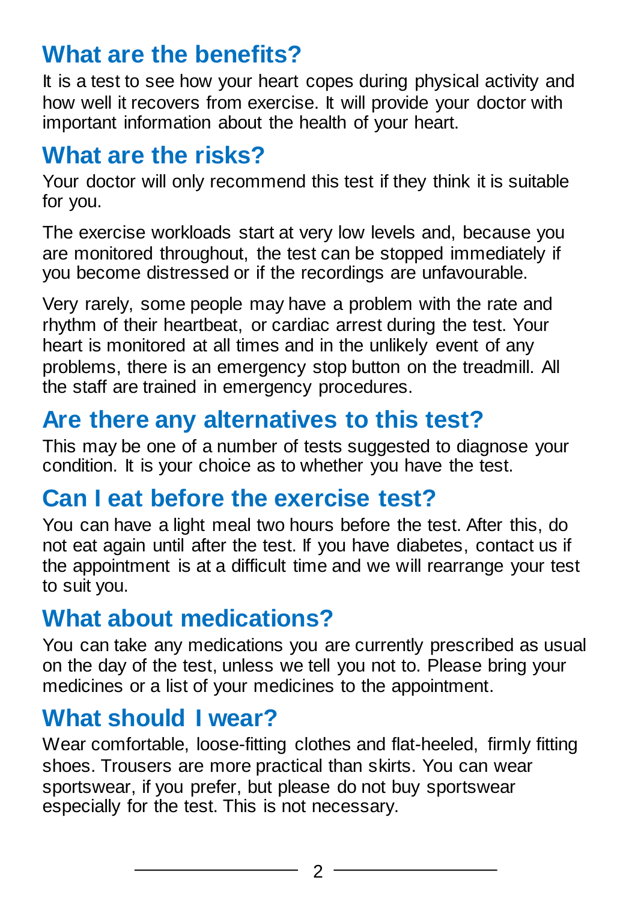## What are the benefits?

It is a test to see how your heart copes during physical activity and how well it recovers from exercise. It will provide your doctor with important information about the health of your heart.

## What are the risks?

Your doctor will only recommend this test if they think it is suitable for you.

The exercise workloads start at very low levels and, because you are monitored throughout, the test can be stopped immediately if you become distressed or if the recordings are unfavourable.

Very rarely, some people may have a problem with the rate and rhythm of their heartbeat, or cardiac arrest during the test. Your heart is monitored at all times and in the unlikely event of any problems, there is an emergency stop button on the treadmill. All the staff are trained in emergency procedures.

## Are there any alternatives to this test?

This may be one of a number of tests suggested to diagnose your condition. It is your choice as to whether you have the test.

## Can I eat before the exercise test?

You can have a light meal two hours before the test. After this, do not eat again until after the test. If you have diabetes, contact us if the appointment is at a difficult time and we will rearrange your test to suit you.

## What about medications?

You can take any medications you are currently prescribed as usual on the day of the test, unless we tell you not to. Please bring your medicines or a list of your medicines to the appointment.

## What should I wear?

Wear comfortable, loose-fitting clothes and flat-heeled, firmly fitting shoes. Trousers are more practical than skirts. You can wear sportswear, if you prefer, but please do not buy sportswear especially for the test. This is not necessary.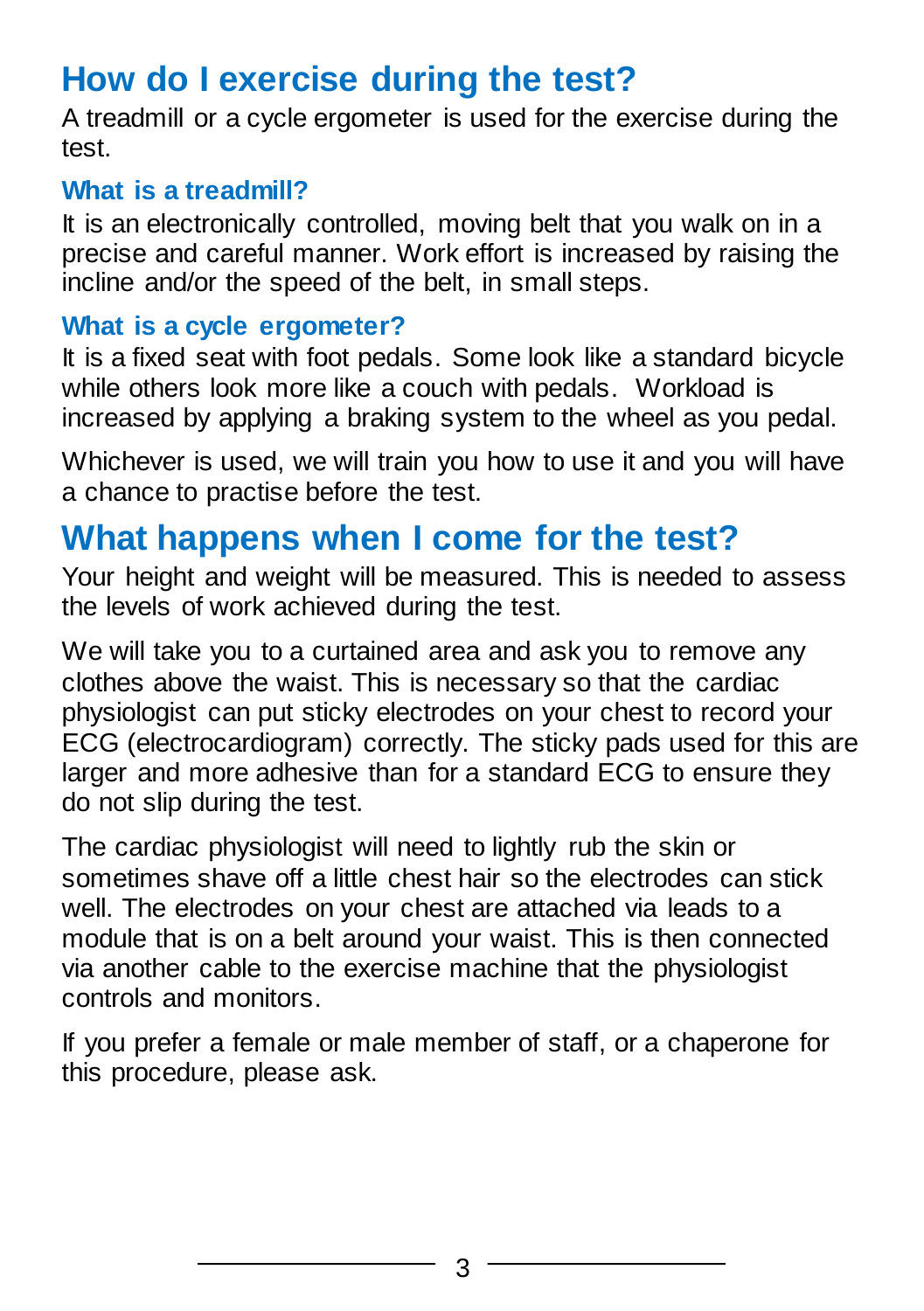## How do I exercise during the test?

A treadmill or a cycle ergometer is used for the exercise during the test.

### What is a treadmill?

It is an electronically controlled, moving belt that you walk on in a precise and careful manner. Work effort is increased by raising the incline and/or the speed of the belt, in small steps.

### What is a cycle ergometer?

It is a fixed seat with foot pedals. Some look like a standard bicycle while others look more like a couch with pedals. Workload is increased by applying a braking system to the wheel as you pedal.

Whichever is used, we will train you how to use it and you will have a chance to practise before the test.

## What happens when I come for the test?

Your height and weight will be measured. This is needed to assess the levels of work achieved during the test.

We will take you to a curtained area and ask you to remove any clothes above the waist. This is necessary so that the cardiac physiologist can put sticky electrodes on your chest to record your ECG (electrocardiogram) correctly. The sticky pads used for this are larger and more adhesive than for a standard ECG to ensure they do not slip during the test.

The cardiac physiologist will need to lightly rub the skin or sometimes shave off a little chest hair so the electrodes can stick well. The electrodes on your chest are attached via leads to a module that is on a belt around your waist. This is then connected via another cable to the exercise machine that the physiologist controls and monitors.

If you prefer a female or male member of staff, or a chaperone for this procedure, please ask.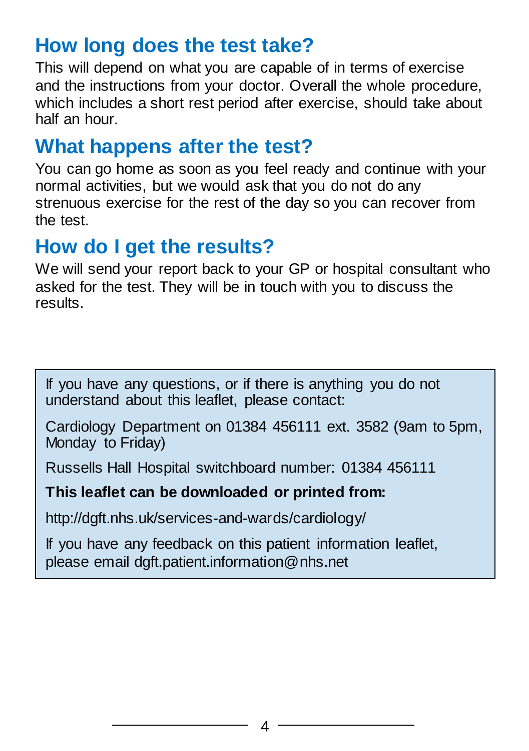## How long does the test take?

This will depend on what you are capable of in terms of exercise and the instructions from your doctor. Overall the whole procedure, which includes a short rest period after exercise, should take about half an hour.

## What happens after the test?

You can go home as soon as you feel ready and continue with your normal activities, but we would ask that you do not do any strenuous exercise for the rest of the day so you can recover from the test.

## How do I get the results?

We will send your report back to your GP or hospital consultant who asked for the test. They will be in touch with you to discuss the results.

If you have any questions, or if there is anything you do not understand about this leaflet, please contact:

Cardiology Department on 01384 456111 ext. 3582 (9am to 5pm, Monday to Friday)

Russells Hall Hospital switchboard number: 01384 456111

**This leaflet can be downloaded or printed from:**

http://dgft.nhs.uk/services-and-wards/cardiology/

If you have any feedback on this patient information leaflet, please email dgft.patient.information@nhs.net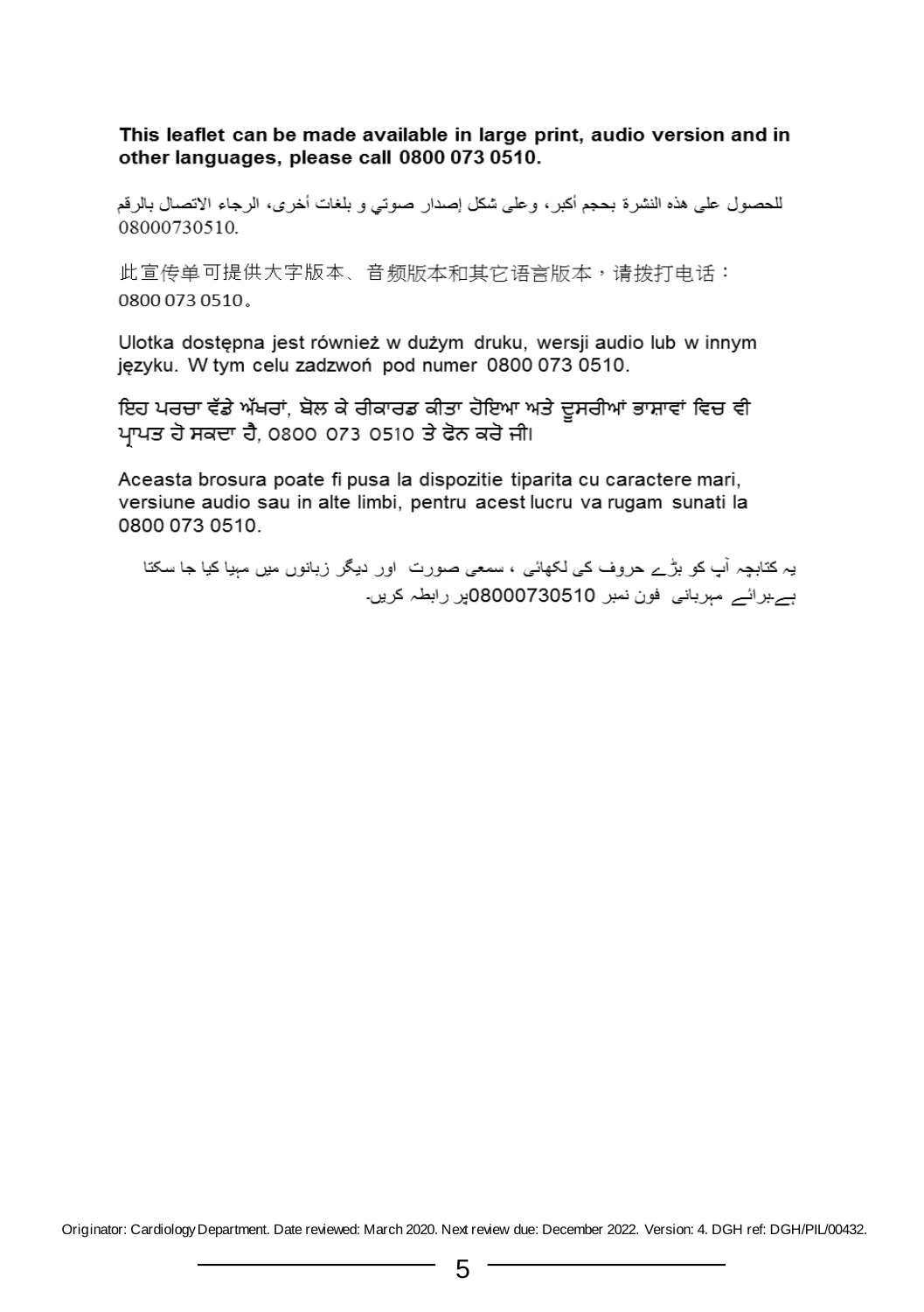**This leaflet can be made available in large print, audio version and in other languages, please call 0800 073 0510.**

للحصول على هذه النشرة بحجم أكبر، وعلى شكل إصدار صوتي و بلغات أخرى، الرجاء الاتصال بالرقم 08000730510.

此宣传单可提供大字版本、音频版本和其它语言版本，请拨打电话：0800 073 0510。

Ulotka dostępna jest również w dużym druku, wersji audio lub w innym języku. W tym celu zadzwoń pod numer 0800 073 0510.

ਇਹ ਪਰਚਾ ਵੱਡੇ ਅੱਖਰਾਂ, ਬੋਲ ਕੇ ਰੀਕਾਰਡ ਕੀਤਾ ਹੋਇਆ ਅਤੇ ਦੂਸਰੀਆਂ ਭਾਸ਼ਾਵਾਂ ਵਿਚ ਵੀ ਪ੍ਰਾਪਤ ਹੋ ਸਕਦਾ ਹੈ, 0800 073 0510 ਤੇ ਫੋਨ ਕਰੋ ਜੀ।

Aceasta brosura poate fi pusa la dispozitie tiparita cu caractere mari, versiune audio sau in alte limbi, pentru acest lucru va rugam sunati la 0800 073 0510.

یہ کتابچہ آپ کو بڑے حروف کی لکھائی ، سمعی صورت اور دیگر زبانوں میں مہیا کیا جا سکتا ہے۔برائے مہربانی فون نمبر 08000730510پر رابطہ کریں۔

Originator: Cardiology Department. Date reviewed: March 2020. Next review due: December 2022. Version: 4. DGH ref: DGH/PIL/00432.